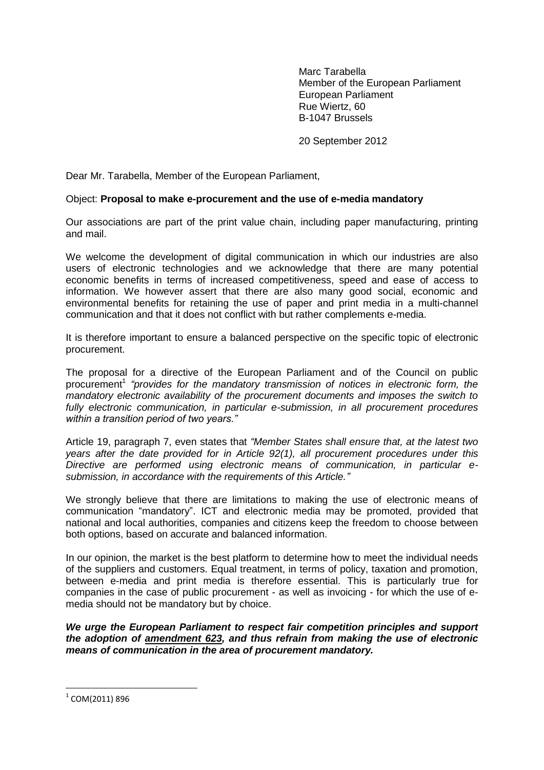Marc Tarabella
Member of the European Parliament
European Parliament
Rue Wiertz, 60
B-1047 Brussels

20 September 2012

Dear Mr. Tarabella, Member of the European Parliament,

Object: **Proposal to make e-procurement and the use of e-media mandatory**

Our associations are part of the print value chain, including paper manufacturing, printing and mail.

We welcome the development of digital communication in which our industries are also users of electronic technologies and we acknowledge that there are many potential economic benefits in terms of increased competitiveness, speed and ease of access to information. We however assert that there are also many good social, economic and environmental benefits for retaining the use of paper and print media in a multi-channel communication and that it does not conflict with but rather complements e-media.

It is therefore important to ensure a balanced perspective on the specific topic of electronic procurement.

The proposal for a directive of the European Parliament and of the Council on public procurement[1] *"provides for the mandatory transmission of notices in electronic form, the mandatory electronic availability of the procurement documents and imposes the switch to fully electronic communication, in particular e-submission, in all procurement procedures within a transition period of two years."*

Article 19, paragraph 7, even states that *"Member States shall ensure that, at the latest two years after the date provided for in Article 92(1), all procurement procedures under this Directive are performed using electronic means of communication, in particular e-submission, in accordance with the requirements of this Article."*

We strongly believe that there are limitations to making the use of electronic means of communication "mandatory". ICT and electronic media may be promoted, provided that national and local authorities, companies and citizens keep the freedom to choose between both options, based on accurate and balanced information.

In our opinion, the market is the best platform to determine how to meet the individual needs of the suppliers and customers. Equal treatment, in terms of policy, taxation and promotion, between e-media and print media is therefore essential. This is particularly true for companies in the case of public procurement - as well as invoicing - for which the use of e-media should not be mandatory but by choice.

***We urge the European Parliament to respect fair competition principles and support the adoption of <u>amendment 623</u>, and thus refrain from making the use of electronic means of communication in the area of procurement mandatory.***

[1] COM(2011) 896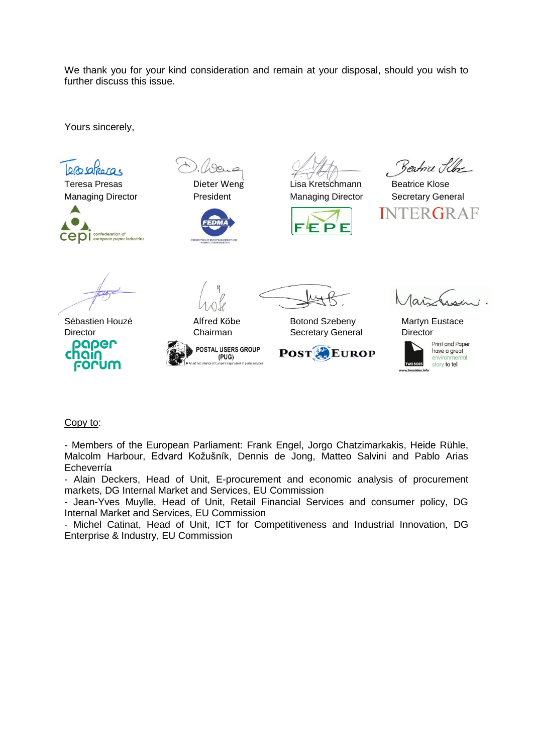We thank you for your kind consideration and remain at your disposal, should you wish to further discuss this issue.

Yours sincerely,

Teresa Presas
Managing Director
cepi confederation of european paper industries

Dieter Weng
President
FEDMA

Lisa Kretschmann
Managing Director
FEPE

Beatrice Klose
Secretary General
INTERGRAF

Sébastien Houzé
Director
paper chain forum

Alfred Köbe
Chairman
POSTAL USERS GROUP (PUG)

Botond Szebeny
Secretary General
POSTEUROP

Martyn Eustace
Director
TWO SIDES
Print and Paper have a great environmental story to tell

Copy to:

- Members of the European Parliament: Frank Engel, Jorgo Chatzimarkakis, Heide Rühle, Malcolm Harbour, Edvard Kožušník, Dennis de Jong, Matteo Salvini and Pablo Arias Echeverría
- Alain Deckers, Head of Unit, E-procurement and economic analysis of procurement markets, DG Internal Market and Services, EU Commission
- Jean-Yves Muylle, Head of Unit, Retail Financial Services and consumer policy, DG Internal Market and Services, EU Commission
- Michel Catinat, Head of Unit, ICT for Competitiveness and Industrial Innovation, DG Enterprise & Industry, EU Commission